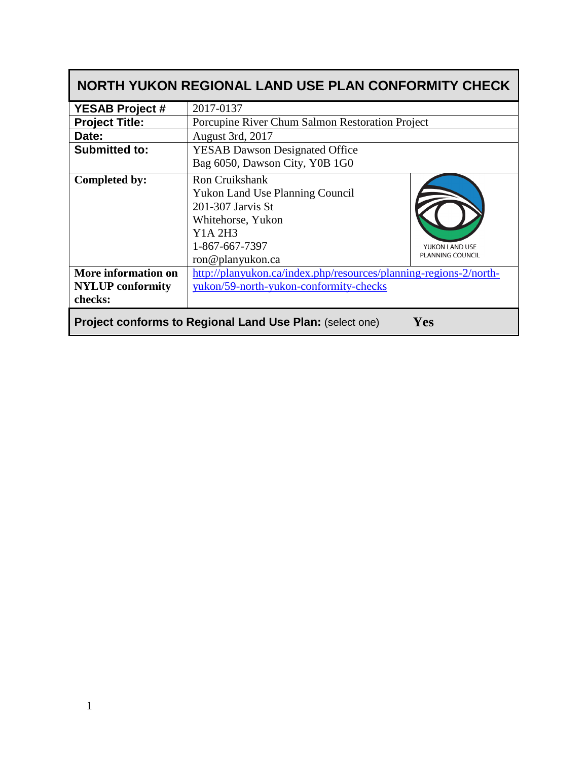# NORTH YUKON REGIONAL LAND USE PLAN CONFORMITY CHECK

| | |
|---|---|
| **YESAB Project #** | 2017-0137 |
| **Project Title:** | Porcupine River Chum Salmon Restoration Project |
| **Date:** | August 3rd, 2017 |
| **Submitted to:** | YESAB Dawson Designated Office<br>Bag 6050, Dawson City, Y0B 1G0 |
| **Completed by:** | Ron Cruikshank<br>Yukon Land Use Planning Council<br>201-307 Jarvis St<br>Whitehorse, Yukon<br>Y1A 2H3<br>1-867-667-7397<br>ron@planyukon.ca<br>YUKON LAND USE PLANNING COUNCIL |
| **More information on NYLUP conformity checks:** | [http://planyukon.ca/index.php/resources/planning-regions-2/north-yukon/59-north-yukon-conformity-checks](http://planyukon.ca/index.php/resources/planning-regions-2/north-yukon/59-north-yukon-conformity-checks) |
| **Project conforms to Regional Land Use Plan:** (select one) | **Yes** |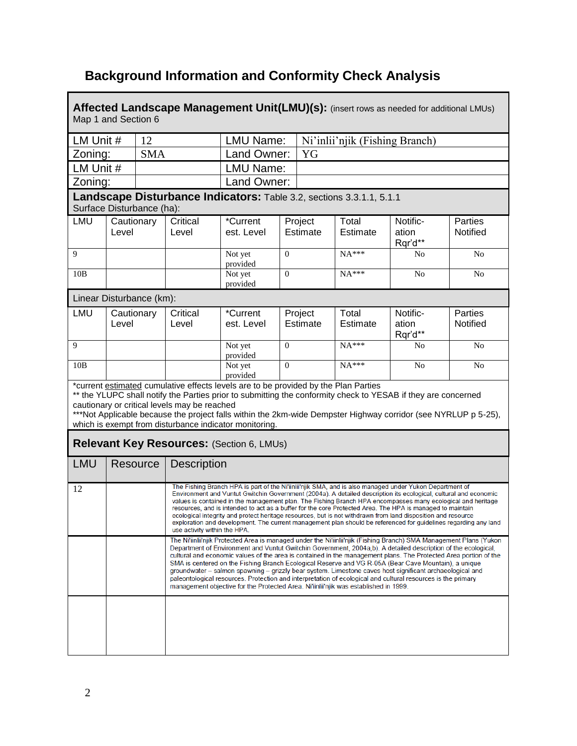## Background Information and Conformity Check Analysis

**Affected Landscape Management Unit(LMU)(s):** (insert rows as needed for additional LMUs)
Map 1 and Section 6

| LM Unit # | 12 | LMU Name: | Ni'inlii'njik (Fishing Branch) |
|---|---|---|---|
| Zoning: | SMA | Land Owner: | YG |
| LM Unit # | | LMU Name: | |
| Zoning: | | Land Owner: | |

**Landscape Disturbance Indicators:** Table 3.2, sections 3.3.1.1, 5.1.1

Surface Disturbance (ha):

| LMU | Cautionary Level | Critical Level | *Current est. Level | Project Estimate | Total Estimate | Notific-ation Rqr'd** | Parties Notified |
|---|---|---|---|---|---|---|---|
| 9 | | | Not yet provided | 0 | NA*** | No | No |
| 10B | | | Not yet provided | 0 | NA*** | No | No |

Linear Disturbance (km):

| LMU | Cautionary Level | Critical Level | *Current est. Level | Project Estimate | Total Estimate | Notific-ation Rqr'd** | Parties Notified |
|---|---|---|---|---|---|---|---|
| 9 | | | Not yet provided | 0 | NA*** | No | No |
| 10B | | | Not yet provided | 0 | NA*** | No | No |

*current estimated cumulative effects levels are to be provided by the Plan Parties

** the YLUPC shall notify the Parties prior to submitting the conformity check to YESAB if they are concerned cautionary or critical levels may be reached

***Not Applicable because the project falls within the 2km-wide Dempster Highway corridor (see NYRLUP p 5-25), which is exempt from disturbance indicator monitoring.

**Relevant Key Resources:** (Section 6, LMUs)

| LMU | Resource | Description |
|---|---|---|
| 12 | | The Fishing Branch HPA is part of the Ni'inlii'njik SMA, and is also managed under Yukon Department of Environment and Vuntut Gwitchin Government (2004a). A detailed description its ecological, cultural and economic values is contained in the management plan. The Fishing Branch HPA encompasses many ecological and heritage resources, and is intended to act as a buffer for the core Protected Area. The HPA is managed to maintain ecological integrity and protect heritage resources, but is not withdrawn from land disposition and resource exploration and development. The current management plan should be referenced for guidelines regarding any land use activity within the HPA. |
| | | The Ni'inlii'njik Protected Area is managed under the Ni'inlii'njik (Fishing Branch) SMA Management Plans (Yukon Department of Environment and Vuntut Gwitchin Government, 2004a,b). A detailed description of the ecological, cultural and economic values of the area is contained in the management plans. The Protected Area portion of the SMA is centered on the Fishing Branch Ecological Reserve and VG R-05A (Bear Cave Mountain), a unique groundwater – salmon spawning – grizzly bear system. Limestone caves host significant archaeological and paleontological resources. Protection and interpretation of ecological and cultural resources is the primary management objective for the Protected Area. Ni'inlii'njik was established in 1999. |
| | | |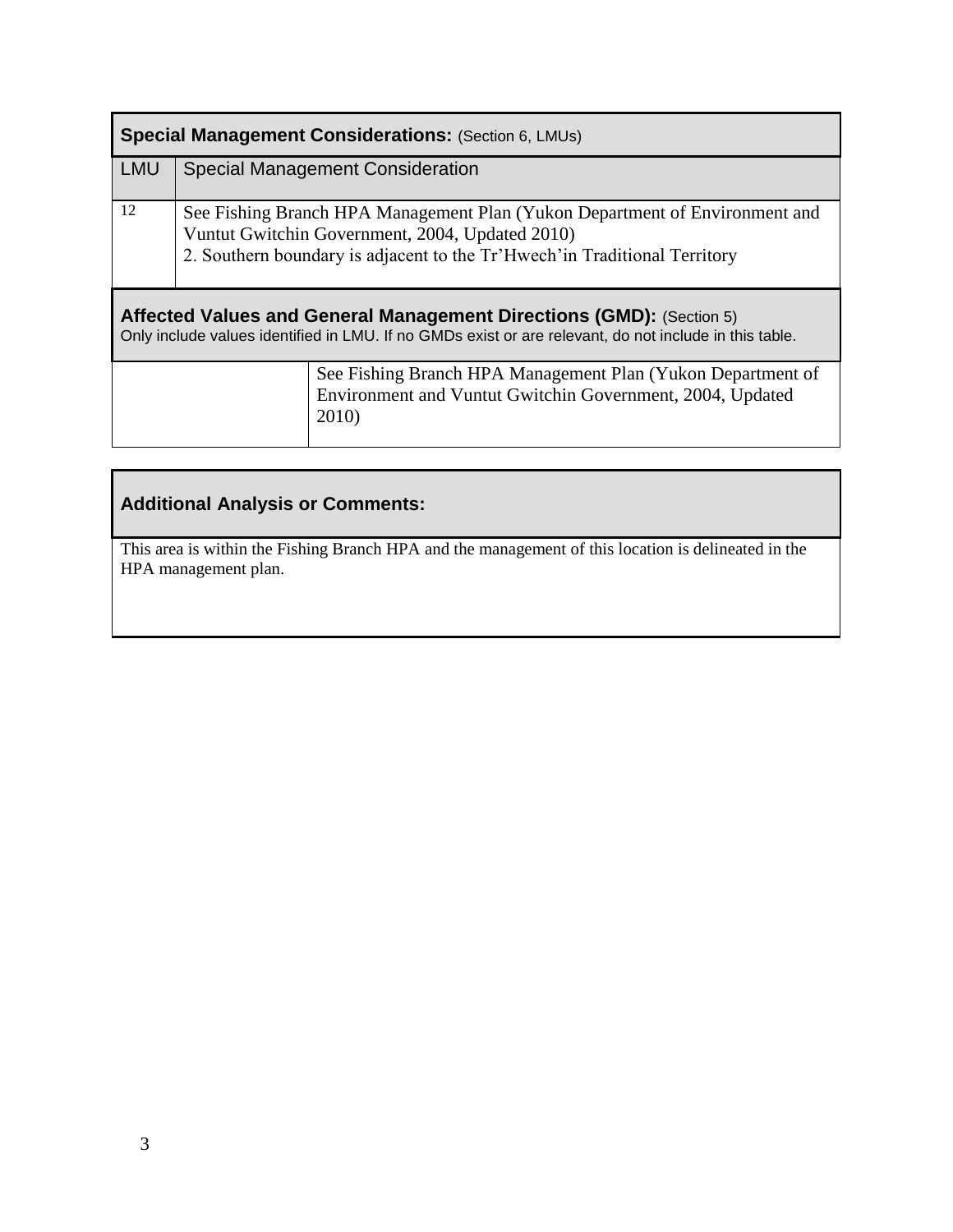| **Special Management Considerations:** (Section 6, LMUs) | |
|---|---|
| LMU | Special Management Consideration |
| 12 | See Fishing Branch HPA Management Plan (Yukon Department of Environment and Vuntut Gwitchin Government, 2004, Updated 2010)<br>2. Southern boundary is adjacent to the Tr'Hwech'in Traditional Territory |

| **Affected Values and General Management Directions (GMD):** (Section 5)<br>Only include values identified in LMU. If no GMDs exist or are relevant, do not include in this table. | |
|---|---|
| | See Fishing Branch HPA Management Plan (Yukon Department of Environment and Vuntut Gwitchin Government, 2004, Updated 2010) |

| **Additional Analysis or Comments:** |
|---|
| This area is within the Fishing Branch HPA and the management of this location is delineated in the HPA management plan. |